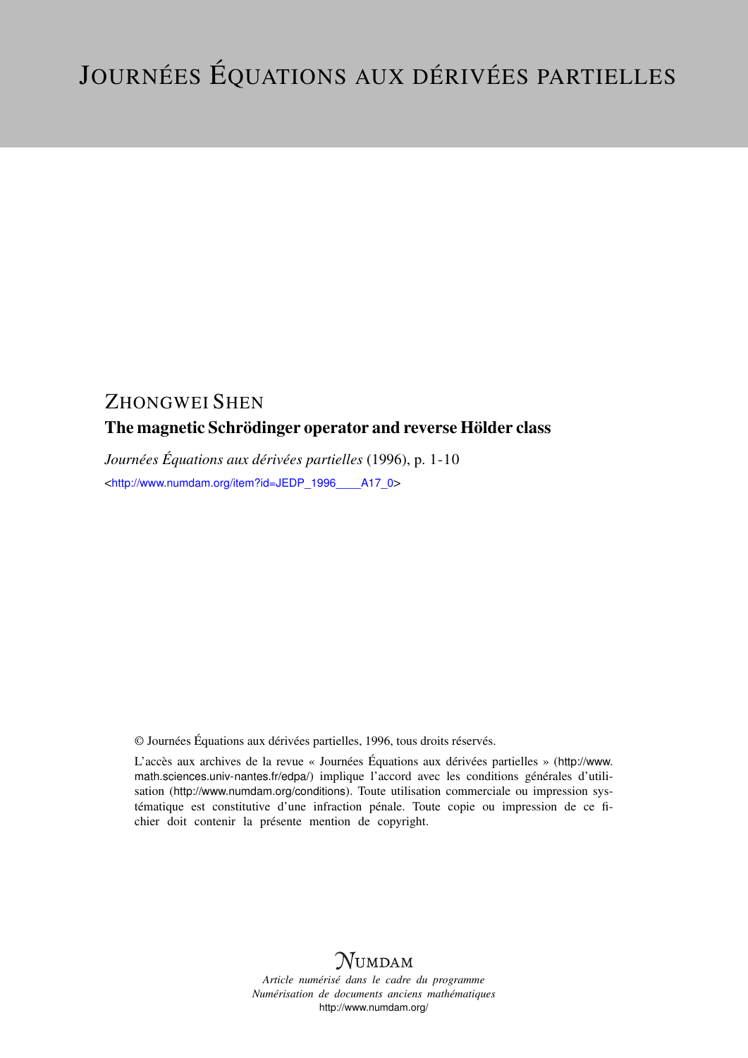# JOURNÉES ÉQUATIONS AUX DÉRIVÉES PARTIELLES

## ZHONGWEI SHEN

### The magnetic Schrödinger operator and reverse Hölder class

*Journées Équations aux dérivées partielles* (1996), p. 1-10

<http://www.numdam.org/item?id=JEDP_1996____A17_0>

© Journées Équations aux dérivées partielles, 1996, tous droits réservés.

L'accès aux archives de la revue « Journées Équations aux dérivées partielles » (http://www.math.sciences.univ-nantes.fr/edpa/) implique l'accord avec les conditions générales d'utilisation (http://www.numdam.org/conditions). Toute utilisation commerciale ou impression systématique est constitutive d'une infraction pénale. Toute copie ou impression de ce fichier doit contenir la présente mention de copyright.

NUMDAM

*Article numérisé dans le cadre du programme Numérisation de documents anciens mathématiques*
http://www.numdam.org/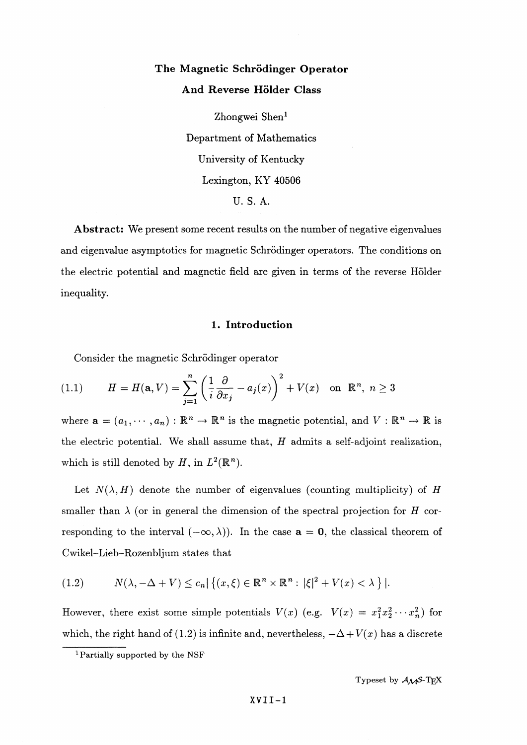**The Magnetic Schrödinger Operator**

**And Reverse Hölder Class**

Zhongwei Shen[1]

Department of Mathematics

University of Kentucky

Lexington, KY 40506

U. S. A.

**Abstract:** We present some recent results on the number of negative eigenvalues and eigenvalue asymptotics for magnetic Schrödinger operators. The conditions on the electric potential and magnetic field are given in terms of the reverse Hölder inequality.

## 1. Introduction

Consider the magnetic Schrödinger operator

$$(1.1) \qquad H = H(\mathbf{a}, V) = \sum_{j=1}^{n} \left( \frac{1}{i} \frac{\partial}{\partial x_j} - a_j(x) \right)^2 + V(x) \quad \text{on } \mathbb{R}^n, \ n \geq 3$$

where $\mathbf{a} = (a_1, \cdots, a_n) : \mathbb{R}^n \to \mathbb{R}^n$ is the magnetic potential, and $V : \mathbb{R}^n \to \mathbb{R}$ is the electric potential. We shall assume that, $H$ admits a self-adjoint realization, which is still denoted by $H$, in $L^2(\mathbb{R}^n)$.

Let $N(\lambda, H)$ denote the number of eigenvalues (counting multiplicity) of $H$ smaller than $\lambda$ (or in general the dimension of the spectral projection for $H$ corresponding to the interval $(-\infty, \lambda)$). In the case $\mathbf{a} = \mathbf{0}$, the classical theorem of Cwikel–Lieb–Rozenbljum states that

$$(1.2) \qquad N(\lambda, -\Delta + V) \leq c_n \left| \left\{ (x, \xi) \in \mathbb{R}^n \times \mathbb{R}^n : \, |\xi|^2 + V(x) < \lambda \right\} \right|.$$

However, there exist some simple potentials $V(x)$ (e.g. $V(x) = x_1^2 x_2^2 \cdots x_n^2$) for which, the right hand of (1.2) is infinite and, nevertheless, $-\Delta + V(x)$ has a discrete

[1] Partially supported by the NSF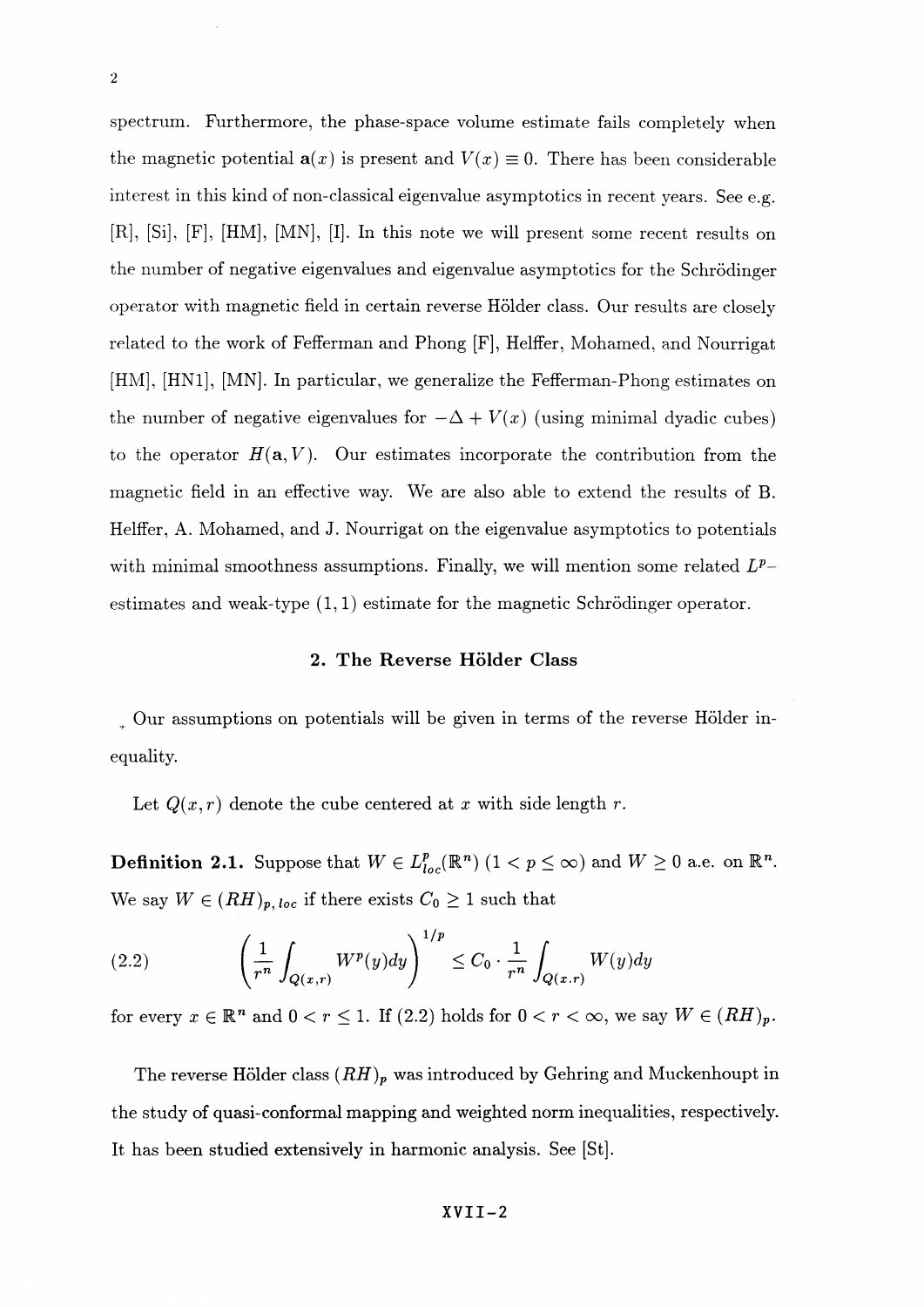spectrum. Furthermore, the phase-space volume estimate fails completely when the magnetic potential $\mathbf{a}(x)$ is present and $V(x) \equiv 0$. There has been considerable interest in this kind of non-classical eigenvalue asymptotics in recent years. See e.g. [R], [Si], [F], [HM], [MN], [I]. In this note we will present some recent results on the number of negative eigenvalues and eigenvalue asymptotics for the Schrödinger operator with magnetic field in certain reverse Hölder class. Our results are closely related to the work of Fefferman and Phong [F], Helffer, Mohamed, and Nourrigat [HM], [HN1], [MN]. In particular, we generalize the Fefferman-Phong estimates on the number of negative eigenvalues for $-\Delta + V(x)$ (using minimal dyadic cubes) to the operator $H(\mathbf{a}, V)$. Our estimates incorporate the contribution from the magnetic field in an effective way. We are also able to extend the results of B. Helffer, A. Mohamed, and J. Nourrigat on the eigenvalue asymptotics to potentials with minimal smoothness assumptions. Finally, we will mention some related $L^p$-estimates and weak-type $(1, 1)$ estimate for the magnetic Schrödinger operator.

## 2. The Reverse Hölder Class

Our assumptions on potentials will be given in terms of the reverse Hölder inequality.

Let $Q(x, r)$ denote the cube centered at $x$ with side length $r$.

**Definition 2.1.** Suppose that $W \in L^p_{loc}(\mathbb{R}^n)$ $(1 < p \leq \infty)$ and $W \geq 0$ a.e. on $\mathbb{R}^n$. We say $W \in (RH)_{p,\,loc}$ if there exists $C_0 \geq 1$ such that

$$\left( \frac{1}{r^n} \int_{Q(x,r)} W^p(y)dy \right)^{1/p} \leq C_0 \cdot \frac{1}{r^n} \int_{Q(x,r)} W(y)dy \tag{2.2}$$

for every $x \in \mathbb{R}^n$ and $0 < r \leq 1$. If (2.2) holds for $0 < r < \infty$, we say $W \in (RH)_p$.

The reverse Hölder class $(RH)_p$ was introduced by Gehring and Muckenhoupt in the study of quasi-conformal mapping and weighted norm inequalities, respectively. It has been studied extensively in harmonic analysis. See [St].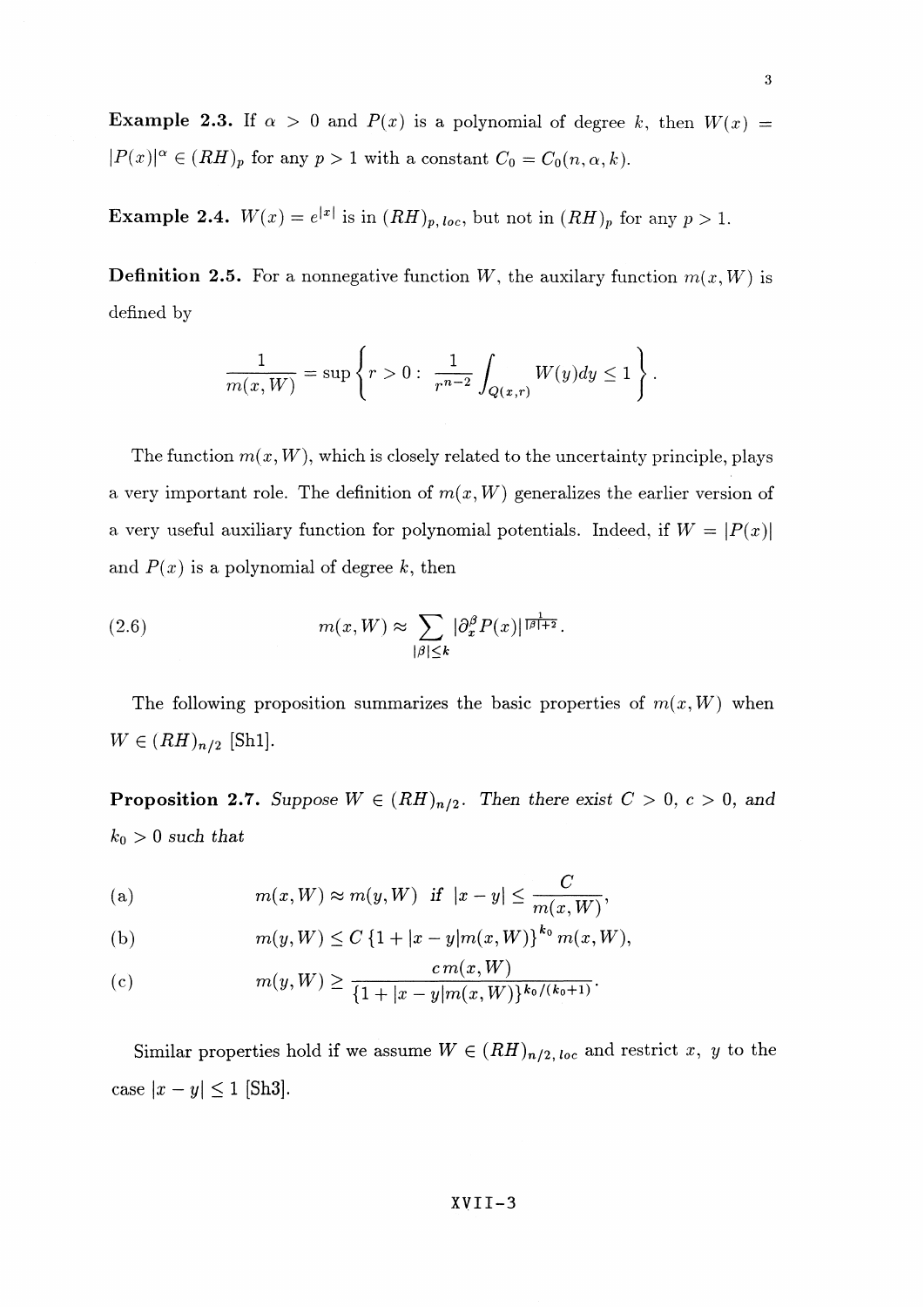**Example 2.3.** If $\alpha > 0$ and $P(x)$ is a polynomial of degree $k$, then $W(x) = |P(x)|^\alpha \in (RH)_p$ for any $p > 1$ with a constant $C_0 = C_0(n, \alpha, k)$.

**Example 2.4.** $W(x) = e^{|x|}$ is in $(RH)_{p,\,loc}$, but not in $(RH)_p$ for any $p > 1$.

**Definition 2.5.** For a nonnegative function $W$, the auxilary function $m(x, W)$ is defined by

$$\frac{1}{m(x,W)} = \sup\left\{ r > 0 : \frac{1}{r^{n-2}} \int_{Q(x,r)} W(y)dy \le 1 \right\}.$$

The function $m(x, W)$, which is closely related to the uncertainty principle, plays a very important role. The definition of $m(x, W)$ generalizes the earlier version of a very useful auxiliary function for polynomial potentials. Indeed, if $W = |P(x)|$ and $P(x)$ is a polynomial of degree $k$, then

$$m(x,W) \approx \sum_{|\beta| \le k} |\partial_x^\beta P(x)|^{\frac{1}{|\beta|+2}}. \tag{2.6}$$

The following proposition summarizes the basic properties of $m(x, W)$ when $W \in (RH)_{n/2}$ [Sh1].

**Proposition 2.7.** *Suppose $W \in (RH)_{n/2}$. Then there exist $C > 0$, $c > 0$, and $k_0 > 0$ such that*

(a) $$m(x,W) \approx m(y,W) \;\text{ if }\; |x-y| \le \frac{C}{m(x,W)},$$

(b) $$m(y,W) \le C\left\{1 + |x-y|m(x,W)\right\}^{k_0} m(x,W),$$

(c) $$m(y,W) \ge \frac{c\,m(x,W)}{\{1 + |x-y|m(x,W)\}^{k_0/(k_0+1)}}.$$

Similar properties hold if we assume $W \in (RH)_{n/2,\,loc}$ and restrict $x$, $y$ to the case $|x-y| \le 1$ [Sh3].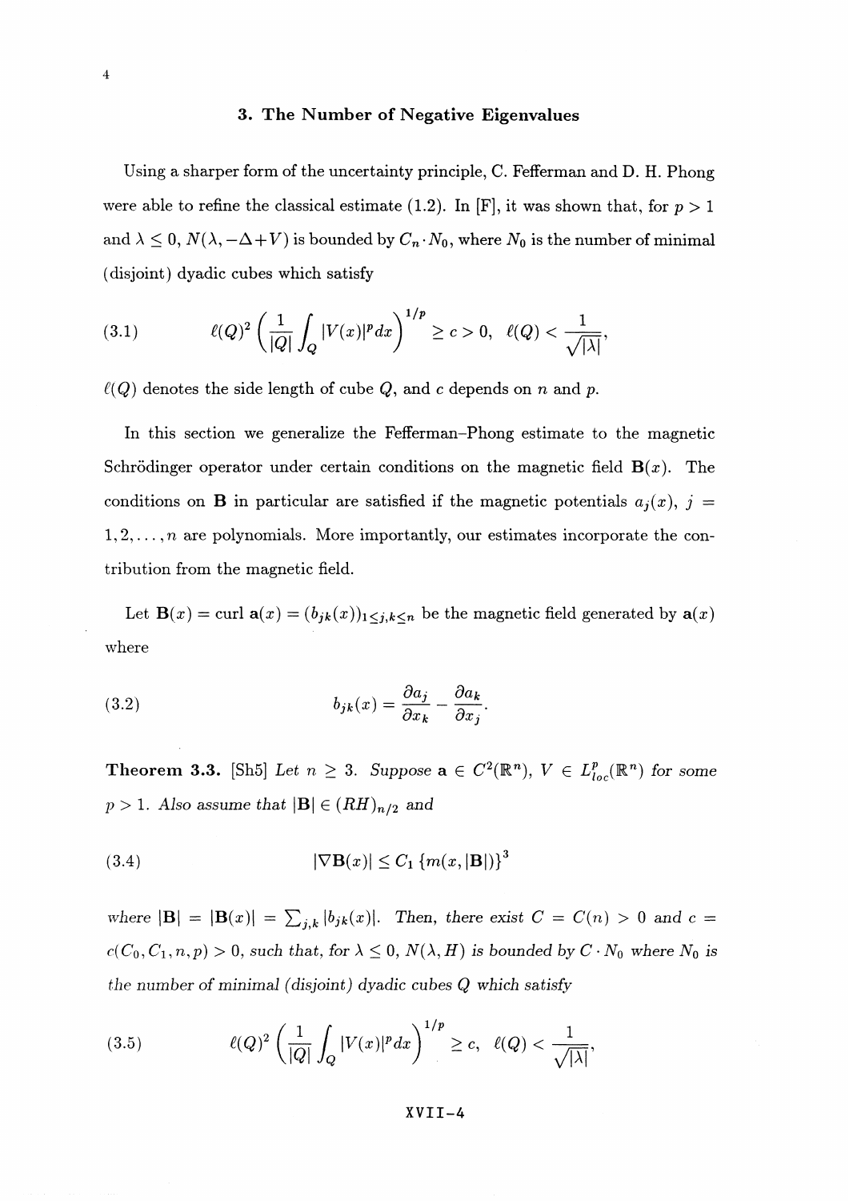## 3. The Number of Negative Eigenvalues

Using a sharper form of the uncertainty principle, C. Fefferman and D. H. Phong were able to refine the classical estimate (1.2). In [F], it was shown that, for $p > 1$ and $\lambda \le 0$, $N(\lambda, -\Delta + V)$ is bounded by $C_n \cdot N_0$, where $N_0$ is the number of minimal (disjoint) dyadic cubes which satisfy

$$\ell(Q)^2 \left( \frac{1}{|Q|} \int_Q |V(x)|^p dx \right)^{1/p} \ge c > 0, \quad \ell(Q) < \frac{1}{\sqrt{|\lambda|}}, \tag{3.1}$$

$\ell(Q)$ denotes the side length of cube $Q$, and $c$ depends on $n$ and $p$.

In this section we generalize the Fefferman–Phong estimate to the magnetic Schrödinger operator under certain conditions on the magnetic field $\mathbf{B}(x)$. The conditions on $\mathbf{B}$ in particular are satisfied if the magnetic potentials $a_j(x)$, $j = 1, 2, \ldots, n$ are polynomials. More importantly, our estimates incorporate the contribution from the magnetic field.

Let $\mathbf{B}(x) = \operatorname{curl} \mathbf{a}(x) = (b_{jk}(x))_{1 \le j,k \le n}$ be the magnetic field generated by $\mathbf{a}(x)$ where

$$b_{jk}(x) = \frac{\partial a_j}{\partial x_k} - \frac{\partial a_k}{\partial x_j}. \tag{3.2}$$

**Theorem 3.3.** [Sh5] *Let $n \ge 3$. Suppose $\mathbf{a} \in C^2(\mathbb{R}^n)$, $V \in L^p_{loc}(\mathbb{R}^n)$ for some $p > 1$. Also assume that $|\mathbf{B}| \in (RH)_{n/2}$ and*

$$|\nabla \mathbf{B}(x)| \le C_1 \left\{ m(x, |\mathbf{B}|) \right\}^3 \tag{3.4}$$

*where $|\mathbf{B}| = |\mathbf{B}(x)| = \sum_{j,k} |b_{jk}(x)|$. Then, there exist $C = C(n) > 0$ and $c = c(C_0, C_1, n, p) > 0$, such that, for $\lambda \le 0$, $N(\lambda, H)$ is bounded by $C \cdot N_0$ where $N_0$ is the number of minimal (disjoint) dyadic cubes $Q$ which satisfy*

$$\ell(Q)^2 \left( \frac{1}{|Q|} \int_Q |V(x)|^p dx \right)^{1/p} \ge c, \quad \ell(Q) < \frac{1}{\sqrt{|\lambda|}}, \tag{3.5}$$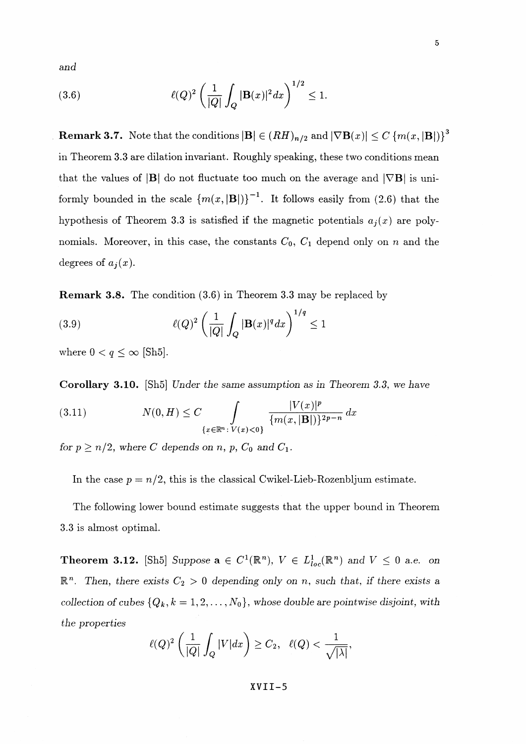*and*

$$\ell(Q)^2 \left( \frac{1}{|Q|} \int_Q |\mathbf{B}(x)|^2 dx \right)^{1/2} \leq 1. \tag{3.6}$$

**Remark 3.7.** Note that the conditions $|\mathbf{B}| \in (RH)_{n/2}$ and $|\nabla \mathbf{B}(x)| \leq C \{m(x, |\mathbf{B}|)\}^3$ in Theorem 3.3 are dilation invariant. Roughly speaking, these two conditions mean that the values of $|\mathbf{B}|$ do not fluctuate too much on the average and $|\nabla \mathbf{B}|$ is uniformly bounded in the scale $\{m(x, |\mathbf{B}|)\}^{-1}$. It follows easily from (2.6) that the hypothesis of Theorem 3.3 is satisfied if the magnetic potentials $a_j(x)$ are polynomials. Moreover, in this case, the constants $C_0$, $C_1$ depend only on $n$ and the degrees of $a_j(x)$.

**Remark 3.8.** The condition (3.6) in Theorem 3.3 may be replaced by

$$\ell(Q)^2 \left( \frac{1}{|Q|} \int_Q |\mathbf{B}(x)|^q dx \right)^{1/q} \leq 1 \tag{3.9}$$

where $0 < q \leq \infty$ [Sh5].

**Corollary 3.10.** [Sh5] *Under the same assumption as in Theorem 3.3, we have*

$$N(0, H) \leq C \int_{\{x \in \mathbb{R}^n : \, V(x) < 0\}} \frac{|V(x)|^p}{\{m(x, |\mathbf{B}|)\}^{2p-n}} dx \tag{3.11}$$

*for $p \geq n/2$, where $C$ depends on $n$, $p$, $C_0$ and $C_1$.*

In the case $p = n/2$, this is the classical Cwikel-Lieb-Rozenbljum estimate.

The following lower bound estimate suggests that the upper bound in Theorem 3.3 is almost optimal.

**Theorem 3.12.** [Sh5] *Suppose $\mathbf{a} \in C^1(\mathbb{R}^n)$, $V \in L^1_{loc}(\mathbb{R}^n)$ and $V \leq 0$ a.e. on $\mathbb{R}^n$. Then, there exists $C_2 > 0$ depending only on $n$, such that, if there exists a collection of cubes $\{Q_k, k = 1, 2, \ldots, N_0\}$, whose double are pointwise disjoint, with the properties*

$$\ell(Q)^2 \left( \frac{1}{|Q|} \int_Q |V| dx \right) \geq C_2, \quad \ell(Q) < \frac{1}{\sqrt{|\lambda|}},$$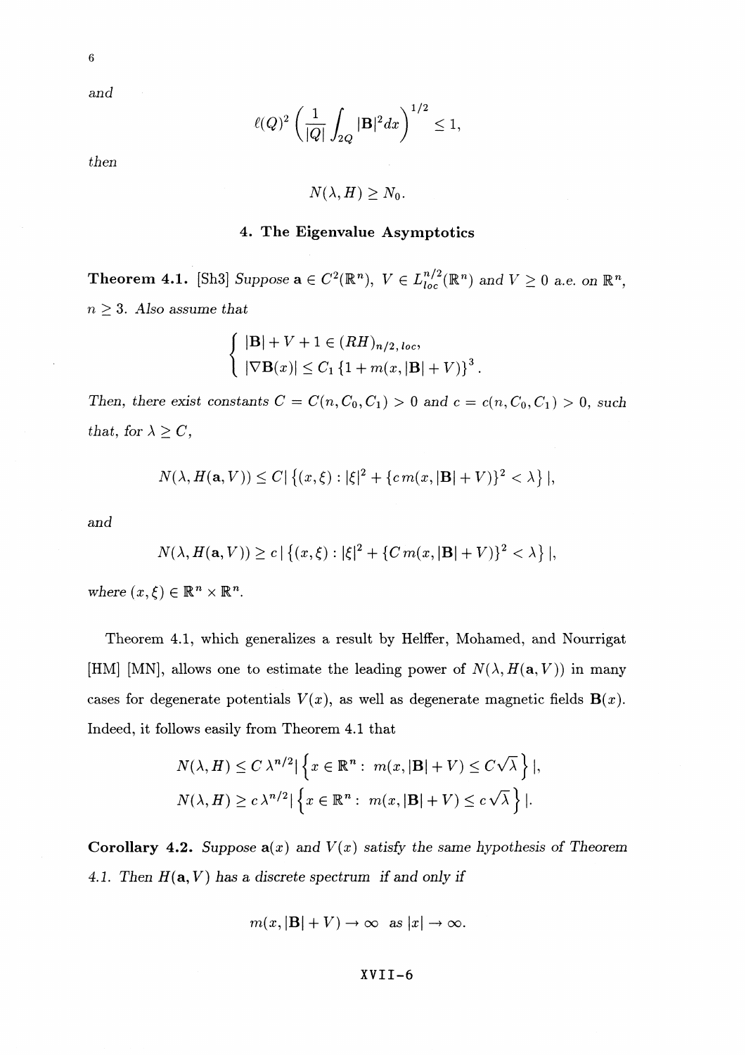*and*

$$\ell(Q)^2 \left( \frac{1}{|Q|} \int_{2Q} |\mathbf{B}|^2 dx \right)^{1/2} \leq 1,$$

*then*

$$N(\lambda, H) \geq N_0.$$

## 4. The Eigenvalue Asymptotics

**Theorem 4.1.** [Sh3] *Suppose* $\mathbf{a} \in C^2(\mathbb{R}^n)$, $V \in L^{n/2}_{loc}(\mathbb{R}^n)$ *and* $V \geq 0$ *a.e. on* $\mathbb{R}^n$, $n \geq 3$. *Also assume that*

$$\begin{cases} |\mathbf{B}| + V + 1 \in (RH)_{n/2,\, loc}, \\ |\nabla \mathbf{B}(x)| \leq C_1 \left\{1 + m(x, |\mathbf{B}| + V)\right\}^3. \end{cases}$$

*Then, there exist constants* $C = C(n, C_0, C_1) > 0$ *and* $c = c(n, C_0, C_1) > 0$, *such that, for* $\lambda \geq C$,

$$N(\lambda, H(\mathbf{a}, V)) \leq C \left| \left\{(x, \xi) : |\xi|^2 + \{c\, m(x, |\mathbf{B}| + V)\}^2 < \lambda \right\} \right|,$$

*and*

$$N(\lambda, H(\mathbf{a}, V)) \geq c \left| \left\{(x, \xi) : |\xi|^2 + \{C\, m(x, |\mathbf{B}| + V)\}^2 < \lambda \right\} \right|,$$

*where* $(x, \xi) \in \mathbb{R}^n \times \mathbb{R}^n$.

Theorem 4.1, which generalizes a result by Helffer, Mohamed, and Nourrigat [HM] [MN], allows one to estimate the leading power of $N(\lambda, H(\mathbf{a}, V))$ in many cases for degenerate potentials $V(x)$, as well as degenerate magnetic fields $\mathbf{B}(x)$. Indeed, it follows easily from Theorem 4.1 that

$$N(\lambda, H) \leq C\, \lambda^{n/2} \left| \left\{ x \in \mathbb{R}^n : \; m(x, |\mathbf{B}| + V) \leq C\sqrt{\lambda} \right\} \right|,$$
$$N(\lambda, H) \geq c\, \lambda^{n/2} \left| \left\{ x \in \mathbb{R}^n : \; m(x, |\mathbf{B}| + V) \leq c\sqrt{\lambda} \right\} \right|.$$

**Corollary 4.2.** *Suppose* $\mathbf{a}(x)$ *and* $V(x)$ *satisfy the same hypothesis of Theorem 4.1. Then* $H(\mathbf{a}, V)$ *has a discrete spectrum if and only if*

$$m(x, |\mathbf{B}| + V) \to \infty \quad \text{as } |x| \to \infty.$$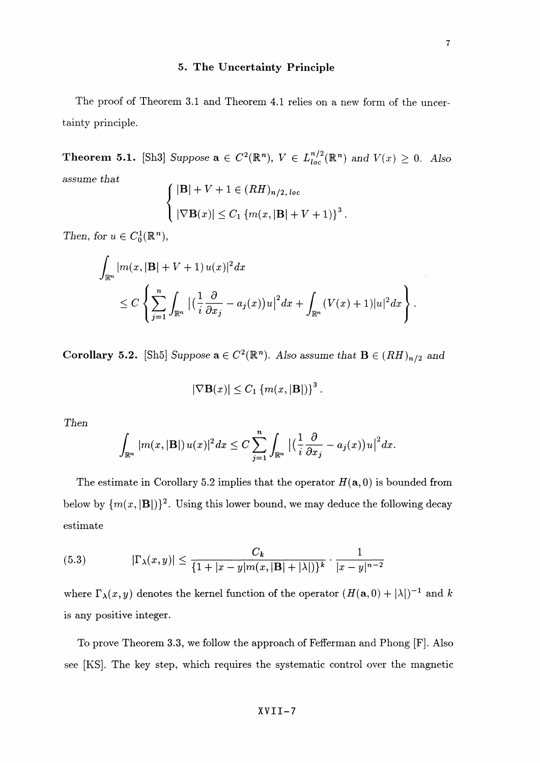## 5. The Uncertainty Principle

The proof of Theorem 3.1 and Theorem 4.1 relies on a new form of the uncertainty principle.

**Theorem 5.1.** [Sh3] *Suppose* $\mathbf{a} \in C^2(\mathbb{R}^n)$, $V \in L^{n/2}_{loc}(\mathbb{R}^n)$ *and* $V(x) \geq 0$. *Also assume that*

$$\begin{cases} |\mathbf{B}| + V + 1 \in (RH)_{n/2,\, loc} \\ |\nabla \mathbf{B}(x)| \leq C_1 \left\{ m(x, |\mathbf{B}| + V + 1) \right\}^3. \end{cases}$$

*Then, for* $u \in C_0^1(\mathbb{R}^n)$,

$$\int_{\mathbb{R}^n} |m(x, |\mathbf{B}| + V + 1)\, u(x)|^2 dx$$
$$\leq C \left\{ \sum_{j=1}^n \int_{\mathbb{R}^n} \left| \left( \frac{1}{i} \frac{\partial}{\partial x_j} - a_j(x) \right) u \right|^2 dx + \int_{\mathbb{R}^n} (V(x) + 1) |u|^2 dx \right\}.$$

**Corollary 5.2.** [Sh5] *Suppose* $\mathbf{a} \in C^2(\mathbb{R}^n)$. *Also assume that* $\mathbf{B} \in (RH)_{n/2}$ *and*

$$|\nabla \mathbf{B}(x)| \leq C_1 \left\{ m(x, |\mathbf{B}|) \right\}^3.$$

*Then*

$$\int_{\mathbb{R}^n} |m(x, |\mathbf{B}|)\, u(x)|^2 dx \leq C \sum_{j=1}^n \int_{\mathbb{R}^n} \left| \left( \frac{1}{i} \frac{\partial}{\partial x_j} - a_j(x) \right) u \right|^2 dx.$$

The estimate in Corollary 5.2 implies that the operator $H(\mathbf{a}, 0)$ is bounded from below by $\{m(x, |\mathbf{B}|)\}^2$. Using this lower bound, we may deduce the following decay estimate

$$|\Gamma_\lambda(x, y)| \leq \frac{C_k}{\{1 + |x - y| m(x, |\mathbf{B}| + |\lambda|)\}^k} \cdot \frac{1}{|x - y|^{n-2}} \tag{5.3}$$

where $\Gamma_\lambda(x, y)$ denotes the kernel function of the operator $(H(\mathbf{a}, 0) + |\lambda|)^{-1}$ and $k$ is any positive integer.

To prove Theorem 3.3, we follow the approach of Fefferman and Phong [F]. Also see [KS]. The key step, which requires the systematic control over the magnetic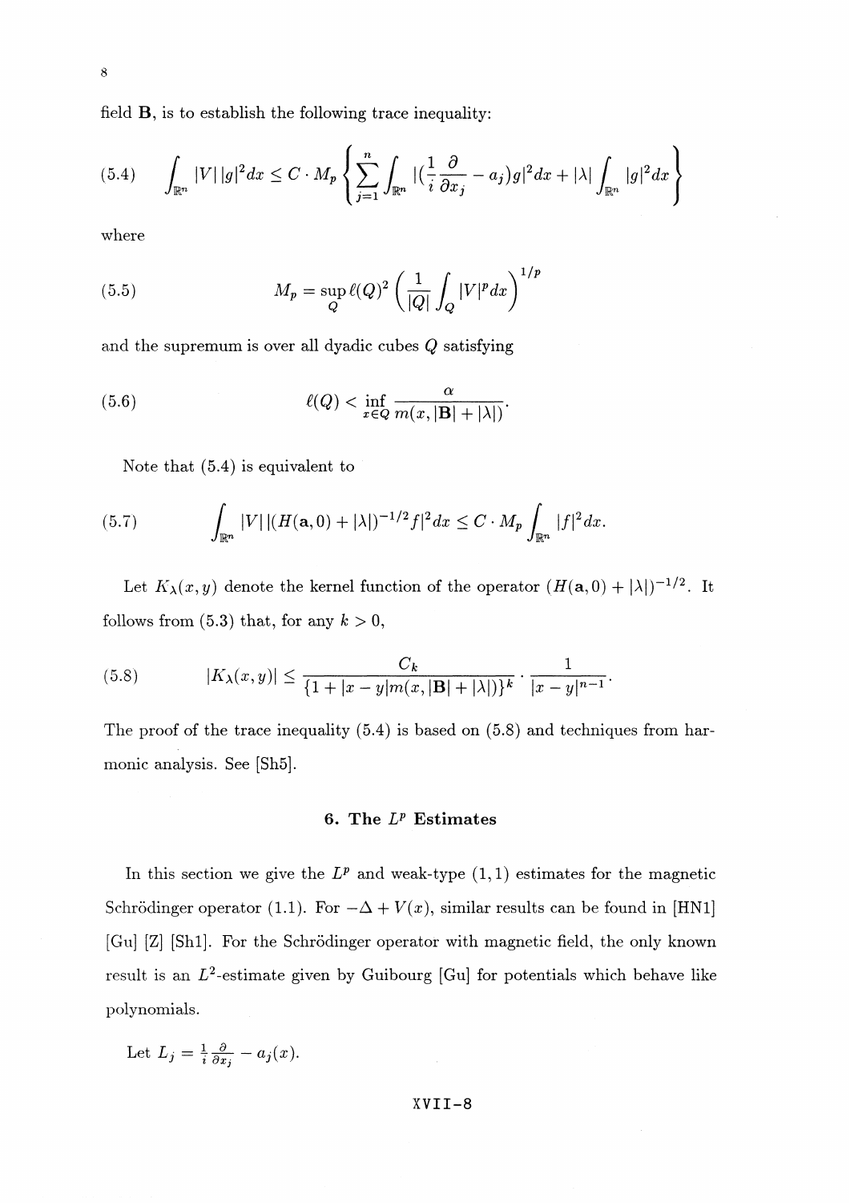field $\mathbf{B}$, is to establish the following trace inequality:

$$\int_{\mathbb{R}^n} |V|\,|g|^2 dx \leq C \cdot M_p \left\{ \sum_{j=1}^{n} \int_{\mathbb{R}^n} |(\frac{1}{i}\frac{\partial}{\partial x_j} - a_j) g|^2 dx + |\lambda| \int_{\mathbb{R}^n} |g|^2 dx \right\} \tag{5.4}$$

where

$$M_p = \sup_Q \ell(Q)^2 \left( \frac{1}{|Q|} \int_Q |V|^p dx \right)^{1/p} \tag{5.5}$$

and the supremum is over all dyadic cubes $Q$ satisfying

$$\ell(Q) < \inf_{x \in Q} \frac{\alpha}{m(x, |\mathbf{B}| + |\lambda|)}. \tag{5.6}$$

Note that (5.4) is equivalent to

$$\int_{\mathbb{R}^n} |V|\,|(H(\mathbf{a}, 0) + |\lambda|)^{-1/2} f|^2 dx \leq C \cdot M_p \int_{\mathbb{R}^n} |f|^2 dx. \tag{5.7}$$

Let $K_\lambda(x, y)$ denote the kernel function of the operator $(H(\mathbf{a}, 0) + |\lambda|)^{-1/2}$. It follows from (5.3) that, for any $k > 0$,

$$|K_\lambda(x, y)| \leq \frac{C_k}{\{1 + |x - y| m(x, |\mathbf{B}| + |\lambda|)\}^k} \cdot \frac{1}{|x - y|^{n-1}}. \tag{5.8}$$

The proof of the trace inequality (5.4) is based on (5.8) and techniques from harmonic analysis. See [Sh5].

## 6. The $L^p$ Estimates

In this section we give the $L^p$ and weak-type $(1, 1)$ estimates for the magnetic Schrödinger operator (1.1). For $-\Delta + V(x)$, similar results can be found in [HN1] [Gu] [Z] [Sh1]. For the Schrödinger operator with magnetic field, the only known result is an $L^2$-estimate given by Guibourg [Gu] for potentials which behave like polynomials.

Let $L_j = \frac{1}{i}\frac{\partial}{\partial x_j} - a_j(x)$.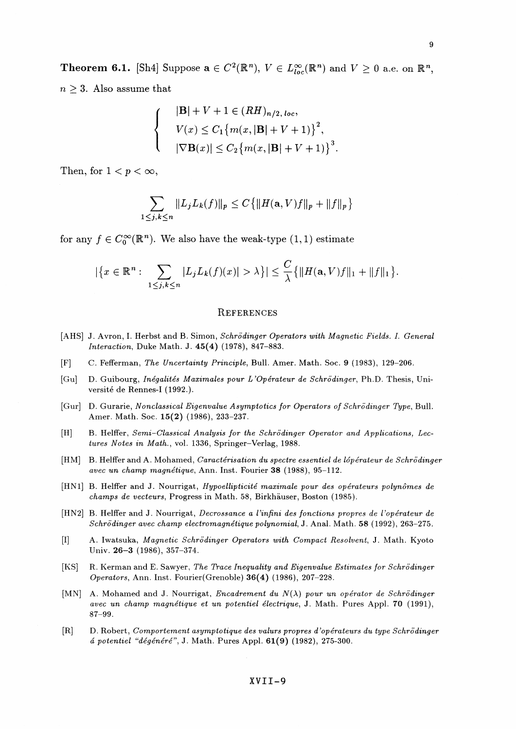**Theorem 6.1.** [Sh4] Suppose $\mathbf{a} \in C^2(\mathbb{R}^n)$, $V \in L^\infty_{loc}(\mathbb{R}^n)$ and $V \geq 0$ a.e. on $\mathbb{R}^n$, $n \geq 3$. Also assume that

$$\begin{cases} |\mathbf{B}| + V + 1 \in (RH)_{n/2,\,loc}, \\ V(x) \leq C_1\big\{m(x, |\mathbf{B}| + V + 1)\big\}^2, \\ |\nabla \mathbf{B}(x)| \leq C_2\big\{m(x, |\mathbf{B}| + V + 1)\big\}^3. \end{cases}$$

Then, for $1 < p < \infty$,

$$\sum_{1 \leq j,k \leq n} \|L_j L_k(f)\|_p \leq C\big\{\|H(\mathbf{a}, V)f\|_p + \|f\|_p\big\}$$

for any $f \in C_0^\infty(\mathbb{R}^n)$. We also have the weak-type $(1,1)$ estimate

$$\big|\big\{x \in \mathbb{R}^n : \sum_{1 \leq j,k \leq n} |L_j L_k(f)(x)| > \lambda\big\}\big| \leq \frac{C}{\lambda}\big\{\|H(\mathbf{a}, V)f\|_1 + \|f\|_1\big\}.$$

## References

[AHS] J. Avron, I. Herbst and B. Simon, *Schrödinger Operators with Magnetic Fields. I. General Interaction*, Duke Math. J. **45(4)** (1978), 847–883.

[F] C. Fefferman, *The Uncertainty Principle*, Bull. Amer. Math. Soc. **9** (1983), 129–206.

[Gu] D. Guibourg, *Inégalités Maximales pour L'Opérateur de Schrödinger*, Ph.D. Thesis, Université de Rennes-I (1992.).

[Gur] D. Gurarie, *Nonclassical Eigenvalue Asymptotics for Operators of Schrödinger Type*, Bull. Amer. Math. Soc. **15(2)** (1986), 233–237.

[H] B. Helffer, *Semi-Classical Analysis for the Schrödinger Operator and Applications, Lectures Notes in Math.*, vol. 1336, Springer–Verlag, 1988.

[HM] B. Helffer and A. Mohamed, *Caractérisation du spectre essentiel de lópérateur de Schrödinger avec un champ magnétique*, Ann. Inst. Fourier **38** (1988), 95–112.

[HN1] B. Helffer and J. Nourrigat, *Hypoellipticité maximale pour des opérateurs polynômes de champs de vecteurs*, Progress in Math. 58, Birkhäuser, Boston (1985).

[HN2] B. Helffer and J. Nourrigat, *Decrossance a l'infini des fonctions propres de l'opérateur de Schrödinger avec champ electromagnétique polynomial*, J. Anal. Math. **58** (1992), 263–275.

[I] A. Iwatsuka, *Magnetic Schrödinger Operators with Compact Resolvent*, J. Math. Kyoto Univ. **26–3** (1986), 357–374.

[KS] R. Kerman and E. Sawyer, *The Trace Inequality and Eigenvalue Estimates for Schrödinger Operators*, Ann. Inst. Fourier(Grenoble) **36(4)** (1986), 207–228.

[MN] A. Mohamed and J. Nourrigat, *Encadrement du $N(\lambda)$ pour un opérator de Schrödinger avec un champ magnétique et un potentiel électrique*, J. Math. Pures Appl. **70** (1991), 87–99.

[R] D. Robert, *Comportement asymptotique des valurs propres d'opérateurs du type Schrödinger á potentiel "dégénéré"*, J. Math. Pures Appl. **61(9)** (1982), 275-300.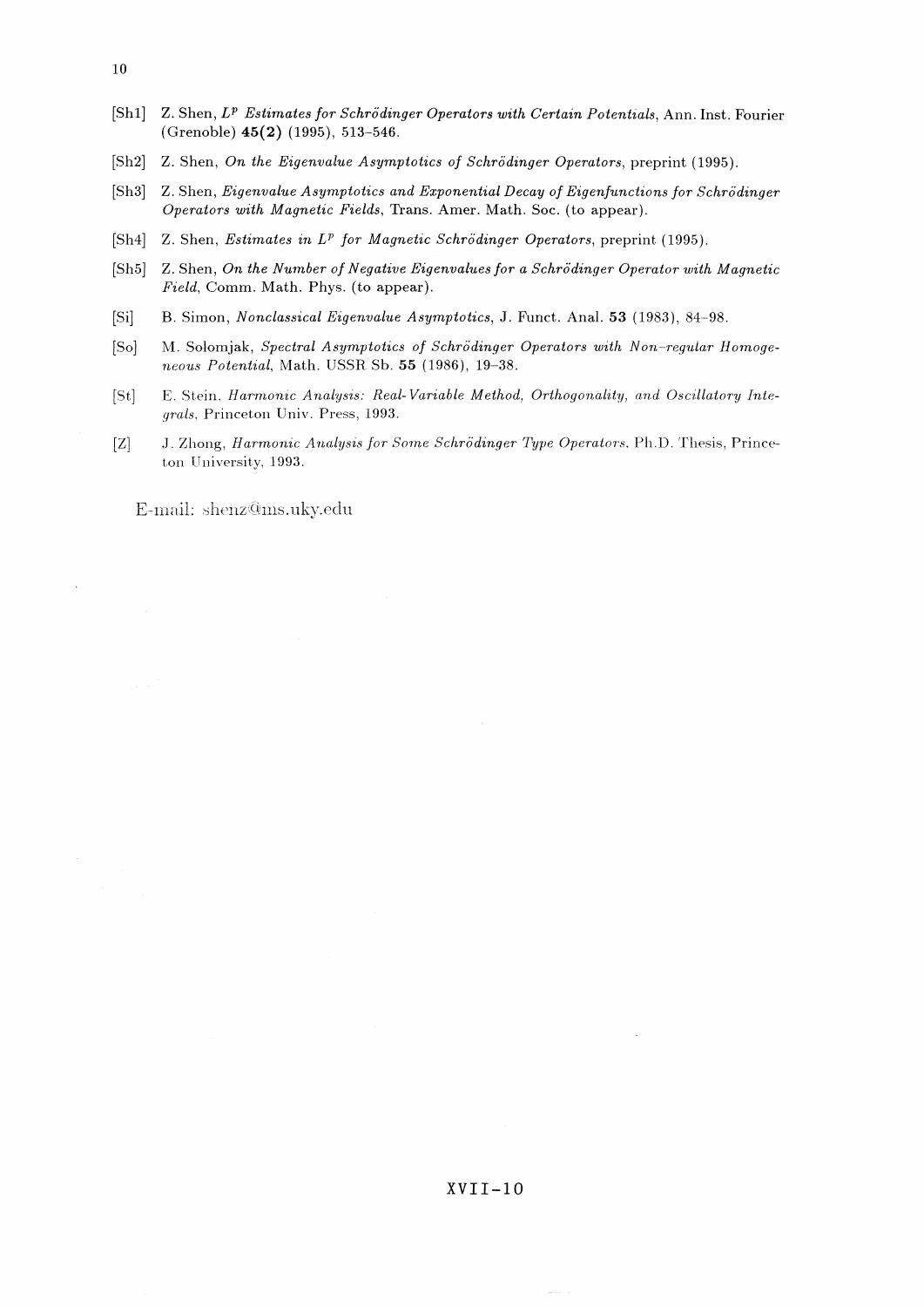[Sh1] Z. Shen, *$L^p$ Estimates for Schrödinger Operators with Certain Potentials*, Ann. Inst. Fourier (Grenoble) **45(2)** (1995), 513–546.

[Sh2] Z. Shen, *On the Eigenvalue Asymptotics of Schrödinger Operators*, preprint (1995).

[Sh3] Z. Shen, *Eigenvalue Asymptotics and Exponential Decay of Eigenfunctions for Schrödinger Operators with Magnetic Fields*, Trans. Amer. Math. Soc. (to appear).

[Sh4] Z. Shen, *Estimates in $L^p$ for Magnetic Schrödinger Operators*, preprint (1995).

[Sh5] Z. Shen, *On the Number of Negative Eigenvalues for a Schrödinger Operator with Magnetic Field*, Comm. Math. Phys. (to appear).

[Si] B. Simon, *Nonclassical Eigenvalue Asymptotics*, J. Funct. Anal. **53** (1983), 84–98.

[So] M. Solomjak, *Spectral Asymptotics of Schrödinger Operators with Non–regular Homogeneous Potential*, Math. USSR Sb. **55** (1986), 19–38.

[St] E. Stein, *Harmonic Analysis: Real-Variable Method, Orthogonality, and Oscillatory Integrals*, Princeton Univ. Press, 1993.

[Z] J. Zhong, *Harmonic Analysis for Some Schrödinger Type Operators*, Ph.D. Thesis, Princeton University, 1993.

E-mail: shenz@ms.uky.edu